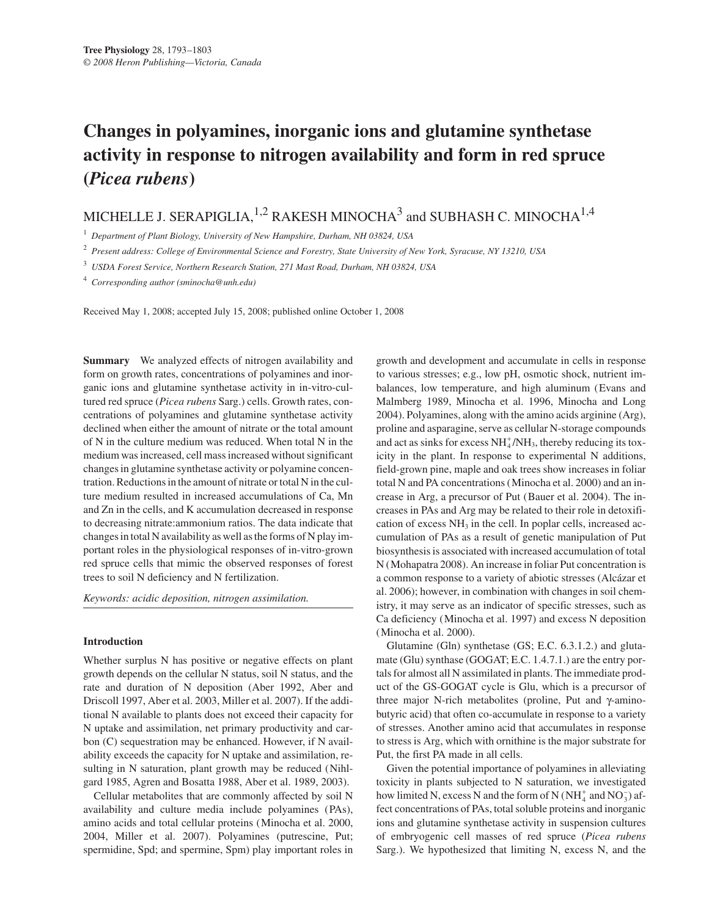# Changes in polyamines, inorganic ions and glutamine synthetase activity in response to nitrogen availability and form in red spruce (*Picea rubens*)

MICHELLE J. SERAPIGLIA,[1,2] RAKESH MINOCHA[3] and SUBHASH C. MINOCHA[1,4]

[1] *Department of Plant Biology, University of New Hampshire, Durham, NH 03824, USA*

[2] *Present address: College of Environmental Science and Forestry, State University of New York, Syracuse, NY 13210, USA*

[3] *USDA Forest Service, Northern Research Station, 271 Mast Road, Durham, NH 03824, USA*

[4] *Corresponding author (sminocha@unh.edu)*

Received May 1, 2008; accepted July 15, 2008; published online October 1, 2008

**Summary** We analyzed effects of nitrogen availability and form on growth rates, concentrations of polyamines and inorganic ions and glutamine synthetase activity in in-vitro-cultured red spruce (*Picea rubens* Sarg.) cells. Growth rates, concentrations of polyamines and glutamine synthetase activity declined when either the amount of nitrate or the total amount of N in the culture medium was reduced. When total N in the medium was increased, cell mass increased without significant changes in glutamine synthetase activity or polyamine concentration. Reductions in the amount of nitrate or total N in the culture medium resulted in increased accumulations of Ca, Mn and Zn in the cells, and K accumulation decreased in response to decreasing nitrate:ammonium ratios. The data indicate that changes in total N availability as well as the forms of N play important roles in the physiological responses of in-vitro-grown red spruce cells that mimic the observed responses of forest trees to soil N deficiency and N fertilization.

*Keywords: acidic deposition, nitrogen assimilation.*

## Introduction

Whether surplus N has positive or negative effects on plant growth depends on the cellular N status, soil N status, and the rate and duration of N deposition (Aber 1992, Aber and Driscoll 1997, Aber et al. 2003, Miller et al. 2007). If the additional N available to plants does not exceed their capacity for N uptake and assimilation, net primary productivity and carbon (C) sequestration may be enhanced. However, if N availability exceeds the capacity for N uptake and assimilation, resulting in N saturation, plant growth may be reduced (Nihlgard 1985, Agren and Bosatta 1988, Aber et al. 1989, 2003).

Cellular metabolites that are commonly affected by soil N availability and culture media include polyamines (PAs), amino acids and total cellular proteins (Minocha et al. 2000, 2004, Miller et al. 2007). Polyamines (putrescine, Put; spermidine, Spd; and spermine, Spm) play important roles in growth and development and accumulate in cells in response to various stresses; e.g., low pH, osmotic shock, nutrient imbalances, low temperature, and high aluminum (Evans and Malmberg 1989, Minocha et al. 1996, Minocha and Long 2004). Polyamines, along with the amino acids arginine (Arg), proline and asparagine, serve as cellular N-storage compounds and act as sinks for excess $NH_4^+/NH_3$, thereby reducing its toxicity in the plant. In response to experimental N additions, field-grown pine, maple and oak trees show increases in foliar total N and PA concentrations (Minocha et al. 2000) and an increase in Arg, a precursor of Put (Bauer et al. 2004). The increases in PAs and Arg may be related to their role in detoxification of excess $NH_3$ in the cell. In poplar cells, increased accumulation of PAs as a result of genetic manipulation of Put biosynthesis is associated with increased accumulation of total N (Mohapatra 2008). An increase in foliar Put concentration is a common response to a variety of abiotic stresses (Alcázar et al. 2006); however, in combination with changes in soil chemistry, it may serve as an indicator of specific stresses, such as Ca deficiency (Minocha et al. 1997) and excess N deposition (Minocha et al. 2000).

Glutamine (Gln) synthetase (GS; E.C. 6.3.1.2.) and glutamate (Glu) synthase (GOGAT; E.C. 1.4.7.1.) are the entry portals for almost all N assimilated in plants. The immediate product of the GS-GOGAT cycle is Glu, which is a precursor of three major N-rich metabolites (proline, Put and γ-aminobutyric acid) that often co-accumulate in response to a variety of stresses. Another amino acid that accumulates in response to stress is Arg, which with ornithine is the major substrate for Put, the first PA made in all cells.

Given the potential importance of polyamines in alleviating toxicity in plants subjected to N saturation, we investigated how limited N, excess N and the form of N ($NH_4^+$ and $NO_3^-$) affect concentrations of PAs, total soluble proteins and inorganic ions and glutamine synthetase activity in suspension cultures of embryogenic cell masses of red spruce (*Picea rubens* Sarg.). We hypothesized that limiting N, excess N, and the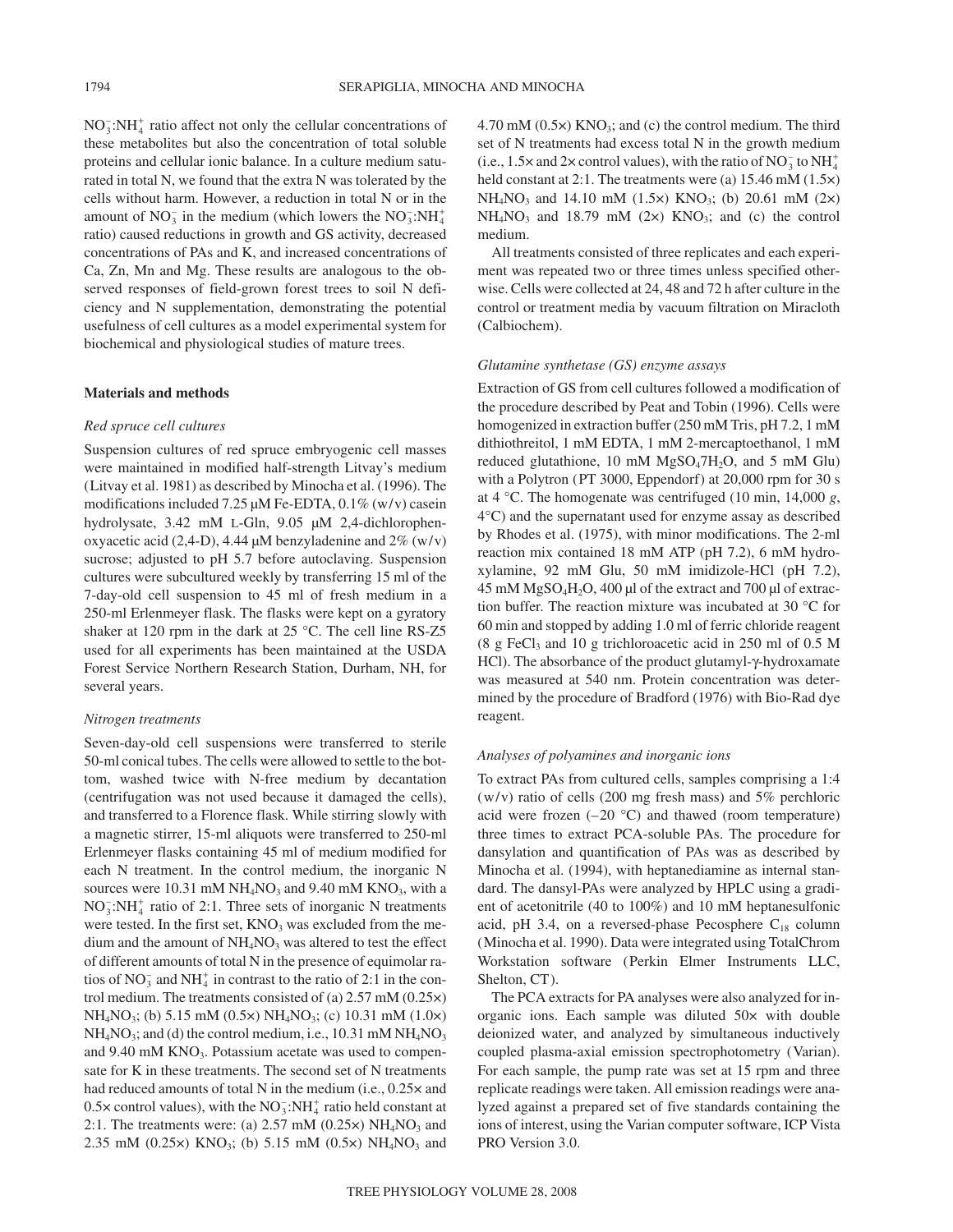$NO_3^-$:$NH_4^+$ ratio affect not only the cellular concentrations of these metabolites but also the concentration of total soluble proteins and cellular ionic balance. In a culture medium saturated in total N, we found that the extra N was tolerated by the cells without harm. However, a reduction in total N or in the amount of $NO_3^-$ in the medium (which lowers the $NO_3^-$:$NH_4^+$ ratio) caused reductions in growth and GS activity, decreased concentrations of PAs and K, and increased concentrations of Ca, Zn, Mn and Mg. These results are analogous to the observed responses of field-grown forest trees to soil N deficiency and N supplementation, demonstrating the potential usefulness of cell cultures as a model experimental system for biochemical and physiological studies of mature trees.

## Materials and methods

### *Red spruce cell cultures*

Suspension cultures of red spruce embryogenic cell masses were maintained in modified half-strength Litvay's medium (Litvay et al. 1981) as described by Minocha et al. (1996). The modifications included 7.25 μM Fe-EDTA, 0.1% (w/v) casein hydrolysate, 3.42 mM L-Gln, 9.05 μM 2,4-dichlorophenoxyacetic acid (2,4-D), 4.44 μM benzyladenine and 2% (w/v) sucrose; adjusted to pH 5.7 before autoclaving. Suspension cultures were subcultured weekly by transferring 15 ml of the 7-day-old cell suspension to 45 ml of fresh medium in a 250-ml Erlenmeyer flask. The flasks were kept on a gyratory shaker at 120 rpm in the dark at 25 °C. The cell line RS-Z5 used for all experiments has been maintained at the USDA Forest Service Northern Research Station, Durham, NH, for several years.

### *Nitrogen treatments*

Seven-day-old cell suspensions were transferred to sterile 50-ml conical tubes. The cells were allowed to settle to the bottom, washed twice with N-free medium by decantation (centrifugation was not used because it damaged the cells), and transferred to a Florence flask. While stirring slowly with a magnetic stirrer, 15-ml aliquots were transferred to 250-ml Erlenmeyer flasks containing 45 ml of medium modified for each N treatment. In the control medium, the inorganic N sources were 10.31 mM $NH_4NO_3$ and 9.40 mM $KNO_3$, with a $NO_3^-$:$NH_4^+$ ratio of 2:1. Three sets of inorganic N treatments were tested. In the first set, $KNO_3$ was excluded from the medium and the amount of $NH_4NO_3$ was altered to test the effect of different amounts of total N in the presence of equimolar ratios of $NO_3^-$ and $NH_4^+$ in contrast to the ratio of 2:1 in the control medium. The treatments consisted of (a) 2.57 mM (0.25×) $NH_4NO_3$; (b) 5.15 mM (0.5×) $NH_4NO_3$; (c) 10.31 mM (1.0×) $NH_4NO_3$; and (d) the control medium, i.e., 10.31 mM $NH_4NO_3$ and 9.40 mM $KNO_3$. Potassium acetate was used to compensate for K in these treatments. The second set of N treatments had reduced amounts of total N in the medium (i.e., 0.25× and 0.5× control values), with the $NO_3^-$:$NH_4^+$ ratio held constant at 2:1. The treatments were: (a) 2.57 mM (0.25×) $NH_4NO_3$ and 2.35 mM (0.25×) $KNO_3$; (b) 5.15 mM (0.5×) $NH_4NO_3$ and 4.70 mM (0.5×) $KNO_3$; and (c) the control medium. The third set of N treatments had excess total N in the growth medium (i.e., 1.5× and 2× control values), with the ratio of $NO_3^-$ to $NH_4^+$ held constant at 2:1. The treatments were (a) 15.46 mM (1.5×) $NH_4NO_3$ and 14.10 mM (1.5×) $KNO_3$; (b) 20.61 mM (2×) $NH_4NO_3$ and 18.79 mM (2×) $KNO_3$; and (c) the control medium.

All treatments consisted of three replicates and each experiment was repeated two or three times unless specified otherwise. Cells were collected at 24, 48 and 72 h after culture in the control or treatment media by vacuum filtration on Miracloth (Calbiochem).

### *Glutamine synthetase (GS) enzyme assays*

Extraction of GS from cell cultures followed a modification of the procedure described by Peat and Tobin (1996). Cells were homogenized in extraction buffer (250 mM Tris, pH 7.2, 1 mM dithiothreitol, 1 mM EDTA, 1 mM 2-mercaptoethanol, 1 mM reduced glutathione, 10 mM $MgSO_4 7H_2O$, and 5 mM Glu) with a Polytron (PT 3000, Eppendorf) at 20,000 rpm for 30 s at 4 °C. The homogenate was centrifuged (10 min, 14,000 *g*, 4°C) and the supernatant used for enzyme assay as described by Rhodes et al. (1975), with minor modifications. The 2-ml reaction mix contained 18 mM ATP (pH 7.2), 6 mM hydroxylamine, 92 mM Glu, 50 mM imidizole-HCl (pH 7.2), 45 mM $MgSO_4H_2O$, 400 μl of the extract and 700 μl of extraction buffer. The reaction mixture was incubated at 30 °C for 60 min and stopped by adding 1.0 ml of ferric chloride reagent (8 g $FeCl_3$ and 10 g trichloroacetic acid in 250 ml of 0.5 M HCl). The absorbance of the product glutamyl-γ-hydroxamate was measured at 540 nm. Protein concentration was determined by the procedure of Bradford (1976) with Bio-Rad dye reagent.

### *Analyses of polyamines and inorganic ions*

To extract PAs from cultured cells, samples comprising a 1:4 (w/v) ratio of cells (200 mg fresh mass) and 5% perchloric acid were frozen (–20 °C) and thawed (room temperature) three times to extract PCA-soluble PAs. The procedure for dansylation and quantification of PAs was as described by Minocha et al. (1994), with heptanediamine as internal standard. The dansyl-PAs were analyzed by HPLC using a gradient of acetonitrile (40 to 100%) and 10 mM heptanesulfonic acid, pH 3.4, on a reversed-phase Pecosphere $C_{18}$ column (Minocha et al. 1990). Data were integrated using TotalChrom Workstation software (Perkin Elmer Instruments LLC, Shelton, CT).

The PCA extracts for PA analyses were also analyzed for inorganic ions. Each sample was diluted 50× with double deionized water, and analyzed by simultaneous inductively coupled plasma-axial emission spectrophotometry (Varian). For each sample, the pump rate was set at 15 rpm and three replicate readings were taken. All emission readings were analyzed against a prepared set of five standards containing the ions of interest, using the Varian computer software, ICP Vista PRO Version 3.0.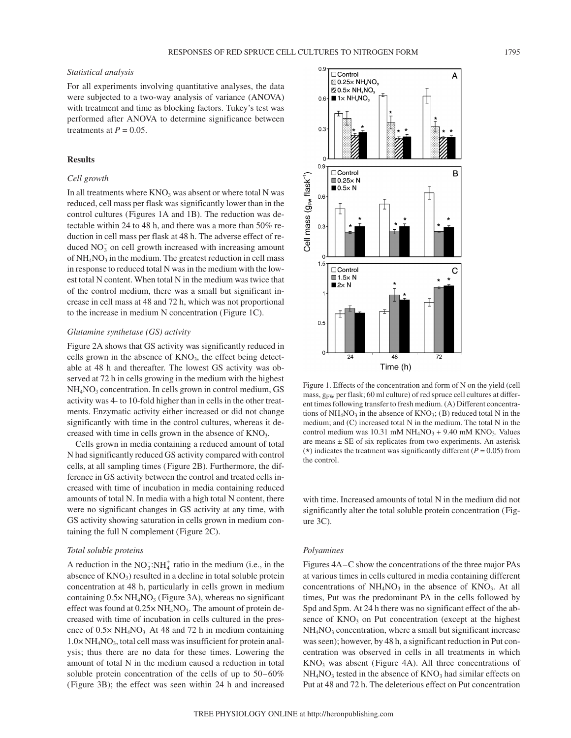### *Statistical analysis*

For all experiments involving quantitative analyses, the data were subjected to a two-way analysis of variance (ANOVA) with treatment and time as blocking factors. Tukey's test was performed after ANOVA to determine significance between treatments at $P = 0.05$.

## Results

### *Cell growth*

In all treatments where $KNO_3$ was absent or where total N was reduced, cell mass per flask was significantly lower than in the control cultures (Figures 1A and 1B). The reduction was detectable within 24 to 48 h, and there was a more than 50% reduction in cell mass per flask at 48 h. The adverse effect of reduced $NO_3^-$ on cell growth increased with increasing amount of $NH_4NO_3$ in the medium. The greatest reduction in cell mass in response to reduced total N was in the medium with the lowest total N content. When total N in the medium was twice that of the control medium, there was a small but significant increase in cell mass at 48 and 72 h, which was not proportional to the increase in medium N concentration (Figure 1C).

### *Glutamine synthetase (GS) activity*

Figure 2A shows that GS activity was significantly reduced in cells grown in the absence of $KNO_3$, the effect being detectable at 48 h and thereafter. The lowest GS activity was observed at 72 h in cells growing in the medium with the highest $NH_4NO_3$ concentration. In cells grown in control medium, GS activity was 4- to 10-fold higher than in cells in the other treatments. Enzymatic activity either increased or did not change significantly with time in the control cultures, whereas it decreased with time in cells grown in the absence of $KNO_3$.

Cells grown in media containing a reduced amount of total N had significantly reduced GS activity compared with control cells, at all sampling times (Figure 2B). Furthermore, the difference in GS activity between the control and treated cells increased with time of incubation in media containing reduced amounts of total N. In media with a high total N content, there were no significant changes in GS activity at any time, with GS activity showing saturation in cells grown in medium containing the full N complement (Figure 2C).

### *Total soluble proteins*

A reduction in the $NO_3^-:NH_4^+$ ratio in the medium (i.e., in the absence of $KNO_3$) resulted in a decline in total soluble protein concentration at 48 h, particularly in cells grown in medium containing 0.5× $NH_4NO_3$ (Figure 3A), whereas no significant effect was found at 0.25× $NH_4NO_3$. The amount of protein decreased with time of incubation in cells cultured in the presence of 0.5× $NH_4NO_3$. At 48 and 72 h in medium containing 1.0× $NH_4NO_3$, total cell mass was insufficient for protein analysis; thus there are no data for these times. Lowering the amount of total N in the medium caused a reduction in total soluble protein concentration of the cells of up to 50–60% (Figure 3B); the effect was seen within 24 h and increased with time. Increased amounts of total N in the medium did not significantly alter the total soluble protein concentration (Figure 3C).

Figure 1. Effects of the concentration and form of N on the yield (cell mass, $g_{FW}$ per flask; 60 ml culture) of red spruce cell cultures at different times following transfer to fresh medium. (A) Different concentrations of $NH_4NO_3$ in the absence of $KNO_3$; (B) reduced total N in the medium; and (C) increased total N in the medium. The total N in the control medium was 10.31 mM $NH_4NO_3$ + 9.40 mM $KNO_3$. Values are means ± SE of six replicates from two experiments. An asterisk (*) indicates the treatment was significantly different ($P = 0.05$) from the control.

### *Polyamines*

Figures 4A–C show the concentrations of the three major PAs at various times in cells cultured in media containing different concentrations of $NH_4NO_3$ in the absence of $KNO_3$. At all times, Put was the predominant PA in the cells followed by Spd and Spm. At 24 h there was no significant effect of the absence of $KNO_3$ on Put concentration (except at the highest $NH_4NO_3$ concentration, where a small but significant increase was seen); however, by 48 h, a significant reduction in Put concentration was observed in cells in all treatments in which $KNO_3$ was absent (Figure 4A). All three concentrations of $NH_4NO_3$ tested in the absence of $KNO_3$ had similar effects on Put at 48 and 72 h. The deleterious effect on Put concentration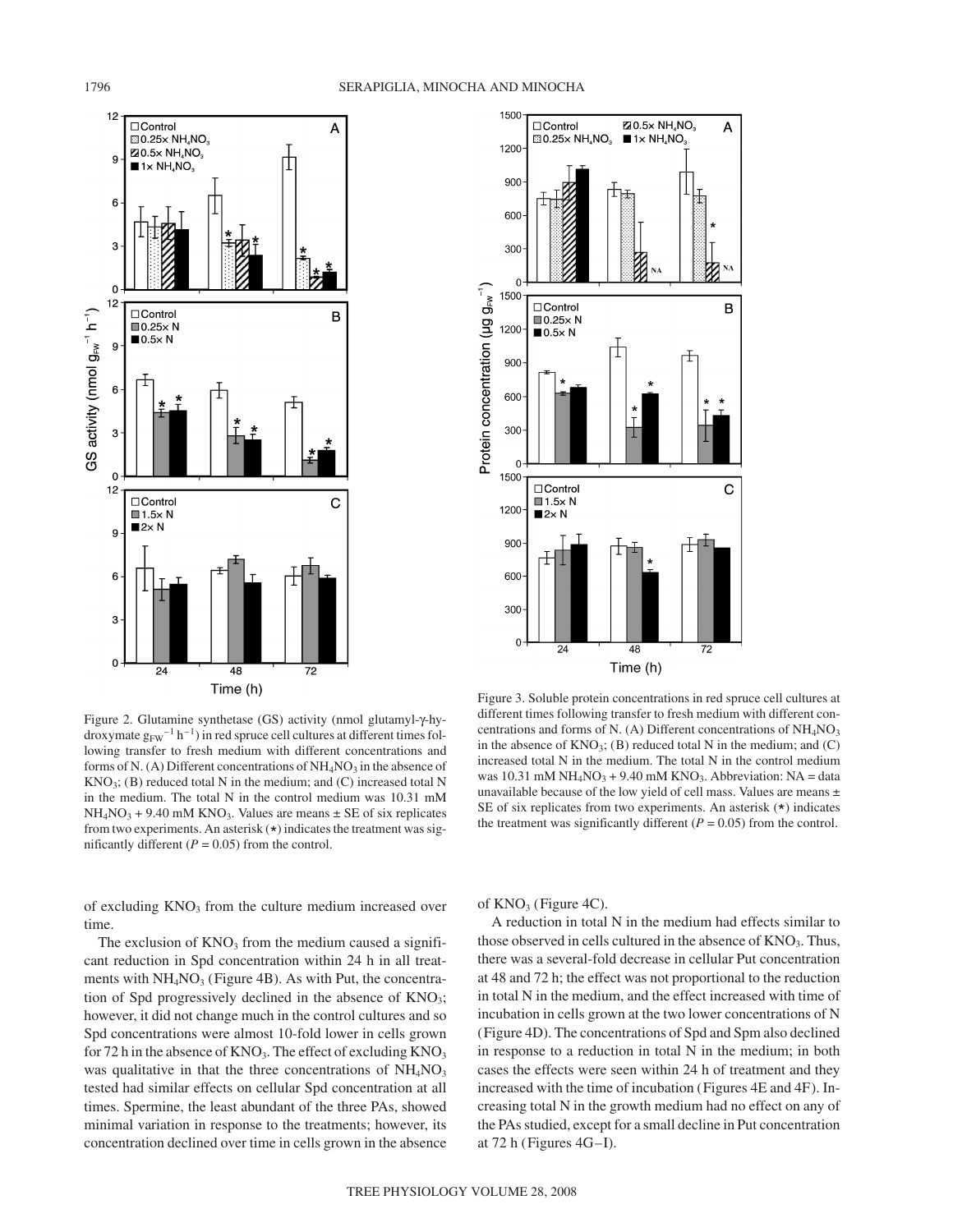Figure 2. Glutamine synthetase (GS) activity (nmol glutamyl-γ-hydroxymate $g_{FW}^{-1}$ $h^{-1}$) in red spruce cell cultures at different times following transfer to fresh medium with different concentrations and forms of N. (A) Different concentrations of $NH_4NO_3$ in the absence of $KNO_3$; (B) reduced total N in the medium; and (C) increased total N in the medium. The total N in the control medium was 10.31 mM $NH_4NO_3$ + 9.40 mM $KNO_3$. Values are means ± SE of six replicates from two experiments. An asterisk (*) indicates the treatment was significantly different ($P = 0.05$) from the control.

Figure 3. Soluble protein concentrations in red spruce cell cultures at different times following transfer to fresh medium with different concentrations and forms of N. (A) Different concentrations of $NH_4NO_3$ in the absence of $KNO_3$; (B) reduced total N in the medium; and (C) increased total N in the medium. The total N in the control medium was 10.31 mM $NH_4NO_3$ + 9.40 mM $KNO_3$. Abbreviation: NA = data unavailable because of the low yield of cell mass. Values are means ± SE of six replicates from two experiments. An asterisk (*) indicates the treatment was significantly different ($P = 0.05$) from the control.

of excluding $KNO_3$ from the culture medium increased over time.

The exclusion of $KNO_3$ from the medium caused a significant reduction in Spd concentration within 24 h in all treatments with $NH_4NO_3$ (Figure 4B). As with Put, the concentration of Spd progressively declined in the absence of $KNO_3$; however, it did not change much in the control cultures and so Spd concentrations were almost 10-fold lower in cells grown for 72 h in the absence of $KNO_3$. The effect of excluding $KNO_3$ was qualitative in that the three concentrations of $NH_4NO_3$ tested had similar effects on cellular Spd concentration at all times. Spermine, the least abundant of the three PAs, showed minimal variation in response to the treatments; however, its concentration declined over time in cells grown in the absence of $KNO_3$ (Figure 4C).

A reduction in total N in the medium had effects similar to those observed in cells cultured in the absence of $KNO_3$. Thus, there was a several-fold decrease in cellular Put concentration at 48 and 72 h; the effect was not proportional to the reduction in total N in the medium, and the effect increased with time of incubation in cells grown at the two lower concentrations of N (Figure 4D). The concentrations of Spd and Spm also declined in response to a reduction in total N in the medium; in both cases the effects were seen within 24 h of treatment and they increased with the time of incubation (Figures 4E and 4F). Increasing total N in the growth medium had no effect on any of the PAs studied, except for a small decline in Put concentration at 72 h (Figures 4G–I).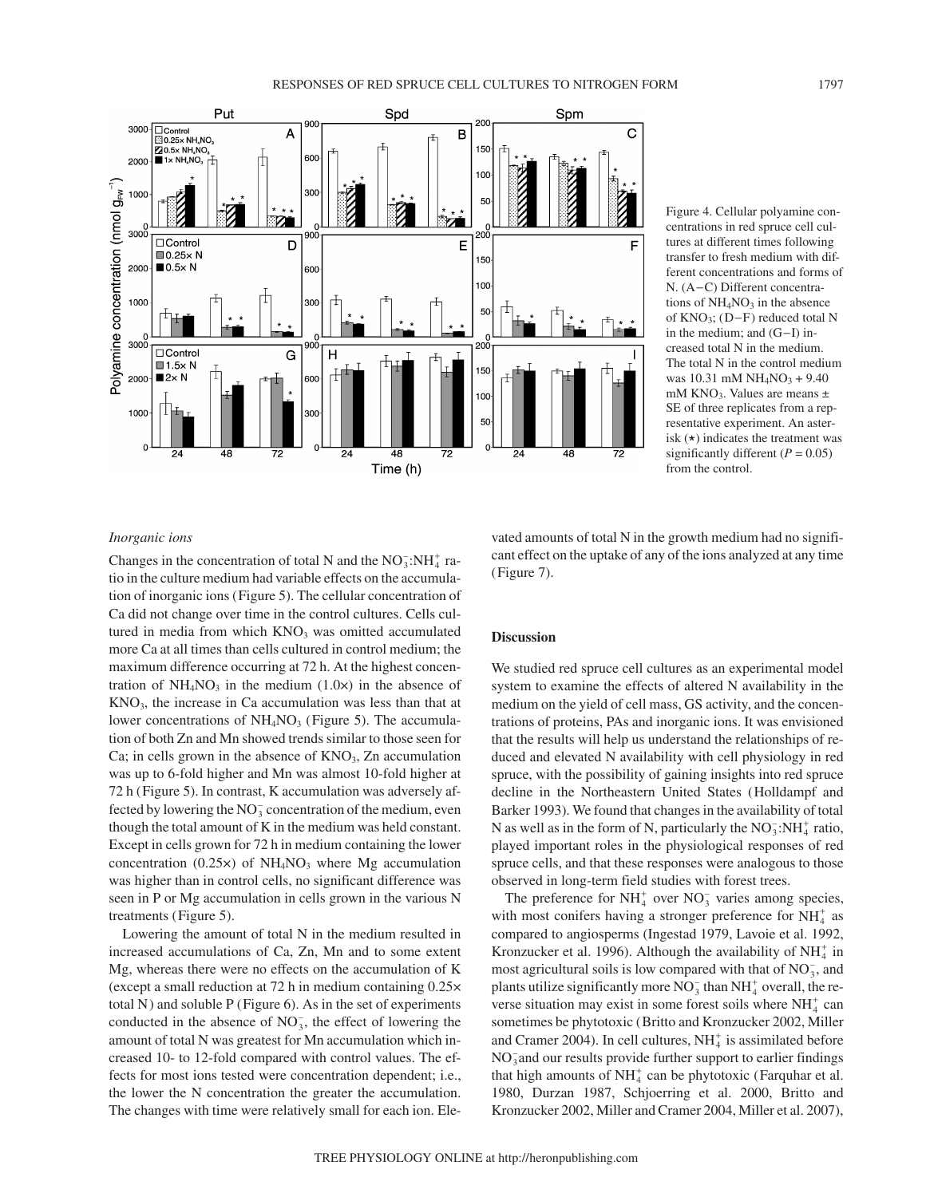Figure 4. Cellular polyamine concentrations in red spruce cell cultures at different times following transfer to fresh medium with different concentrations and forms of N. (A−C) Different concentrations of $NH_4NO_3$ in the absence of $KNO_3$; (D−F) reduced total N in the medium; and (G−I) increased total N in the medium. The total N in the control medium was 10.31 mM $NH_4NO_3$ + 9.40 mM $KNO_3$. Values are means ± SE of three replicates from a representative experiment. An asterisk (*) indicates the treatment was significantly different ($P = 0.05$) from the control.

### *Inorganic ions*

Changes in the concentration of total N and the $NO_3^-$:$NH_4^+$ ratio in the culture medium had variable effects on the accumulation of inorganic ions (Figure 5). The cellular concentration of Ca did not change over time in the control cultures. Cells cultured in media from which $KNO_3$ was omitted accumulated more Ca at all times than cells cultured in control medium; the maximum difference occurring at 72 h. At the highest concentration of $NH_4NO_3$ in the medium (1.0×) in the absence of $KNO_3$, the increase in Ca accumulation was less than that at lower concentrations of $NH_4NO_3$ (Figure 5). The accumulation of both Zn and Mn showed trends similar to those seen for Ca; in cells grown in the absence of $KNO_3$, Zn accumulation was up to 6-fold higher and Mn was almost 10-fold higher at 72 h (Figure 5). In contrast, K accumulation was adversely affected by lowering the $NO_3^-$ concentration of the medium, even though the total amount of K in the medium was held constant. Except in cells grown for 72 h in medium containing the lower concentration (0.25×) of $NH_4NO_3$ where Mg accumulation was higher than in control cells, no significant difference was seen in P or Mg accumulation in cells grown in the various N treatments (Figure 5).

Lowering the amount of total N in the medium resulted in increased accumulations of Ca, Zn, Mn and to some extent Mg, whereas there were no effects on the accumulation of K (except a small reduction at 72 h in medium containing 0.25× total N) and soluble P (Figure 6). As in the set of experiments conducted in the absence of $NO_3^-$, the effect of lowering the amount of total N was greatest for Mn accumulation which increased 10- to 12-fold compared with control values. The effects for most ions tested were concentration dependent; i.e., the lower the N concentration the greater the accumulation. The changes with time were relatively small for each ion. Elevated amounts of total N in the growth medium had no significant effect on the uptake of any of the ions analyzed at any time (Figure 7).

## Discussion

We studied red spruce cell cultures as an experimental model system to examine the effects of altered N availability in the medium on the yield of cell mass, GS activity, and the concentrations of proteins, PAs and inorganic ions. It was envisioned that the results will help us understand the relationships of reduced and elevated N availability with cell physiology in red spruce, with the possibility of gaining insights into red spruce decline in the Northeastern United States (Holldampf and Barker 1993). We found that changes in the availability of total N as well as in the form of N, particularly the $NO_3^-$:$NH_4^+$ ratio, played important roles in the physiological responses of red spruce cells, and that these responses were analogous to those observed in long-term field studies with forest trees.

The preference for $NH_4^+$ over $NO_3^-$ varies among species, with most conifers having a stronger preference for $NH_4^+$ as compared to angiosperms (Ingestad 1979, Lavoie et al. 1992, Kronzucker et al. 1996). Although the availability of $NH_4^+$ in most agricultural soils is low compared with that of $NO_3^-$, and plants utilize significantly more $NO_3^-$ than $NH_4^+$ overall, the reverse situation may exist in some forest soils where $NH_4^+$ can sometimes be phytotoxic (Britto and Kronzucker 2002, Miller and Cramer 2004). In cell cultures, $NH_4^+$ is assimilated before $NO_3^-$ and our results provide further support to earlier findings that high amounts of $NH_4^+$ can be phytotoxic (Farquhar et al. 1980, Durzan 1987, Schjoerring et al. 2000, Britto and Kronzucker 2002, Miller and Cramer 2004, Miller et al. 2007),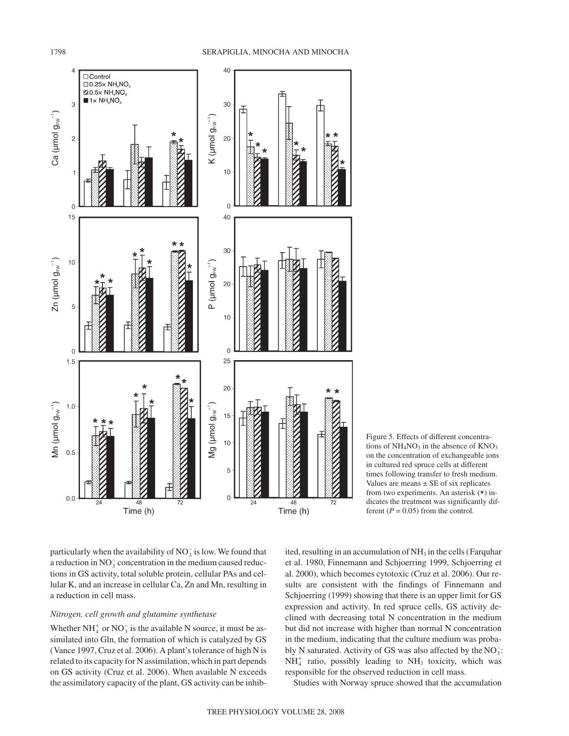Figure 5. Effects of different concentrations of $NH_4NO_3$ in the absence of $KNO_3$ on the concentration of exchangeable ions in cultured red spruce cells at different times following transfer to fresh medium. Values are means ± SE of six replicates from two experiments. An asterisk (*) indicates the treatment was significantly different ($P = 0.05$) from the control.

particularly when the availability of $NO_3^-$ is low. We found that a reduction in $NO_3^-$ concentration in the medium caused reductions in GS activity, total soluble protein, cellular PAs and cellular K, and an increase in cellular Ca, Zn and Mn, resulting in a reduction in cell mass.

### *Nitrogen, cell growth and glutamine synthetase*

Whether $NH_4^+$ or $NO_3^-$ is the available N source, it must be assimilated into Gln, the formation of which is catalyzed by GS (Vance 1997, Cruz et al. 2006). A plant's tolerance of high N is related to its capacity for N assimilation, which in part depends on GS activity (Cruz et al. 2006). When available N exceeds the assimilatory capacity of the plant, GS activity can be inhibited, resulting in an accumulation of $NH_3$ in the cells (Farquhar et al. 1980, Finnemann and Schjoerring 1999, Schjoerring et al. 2000), which becomes cytotoxic (Cruz et al. 2006). Our results are consistent with the findings of Finnemann and Schjoerring (1999) showing that there is an upper limit for GS expression and activity. In red spruce cells, GS activity declined with decreasing total N concentration in the medium but did not increase with higher than normal N concentration in the medium, indicating that the culture medium was probably N saturated. Activity of GS was also affected by the $NO_3^-$:$NH_4^+$ ratio, possibly leading to $NH_3$ toxicity, which was responsible for the observed reduction in cell mass.

Studies with Norway spruce showed that the accumulation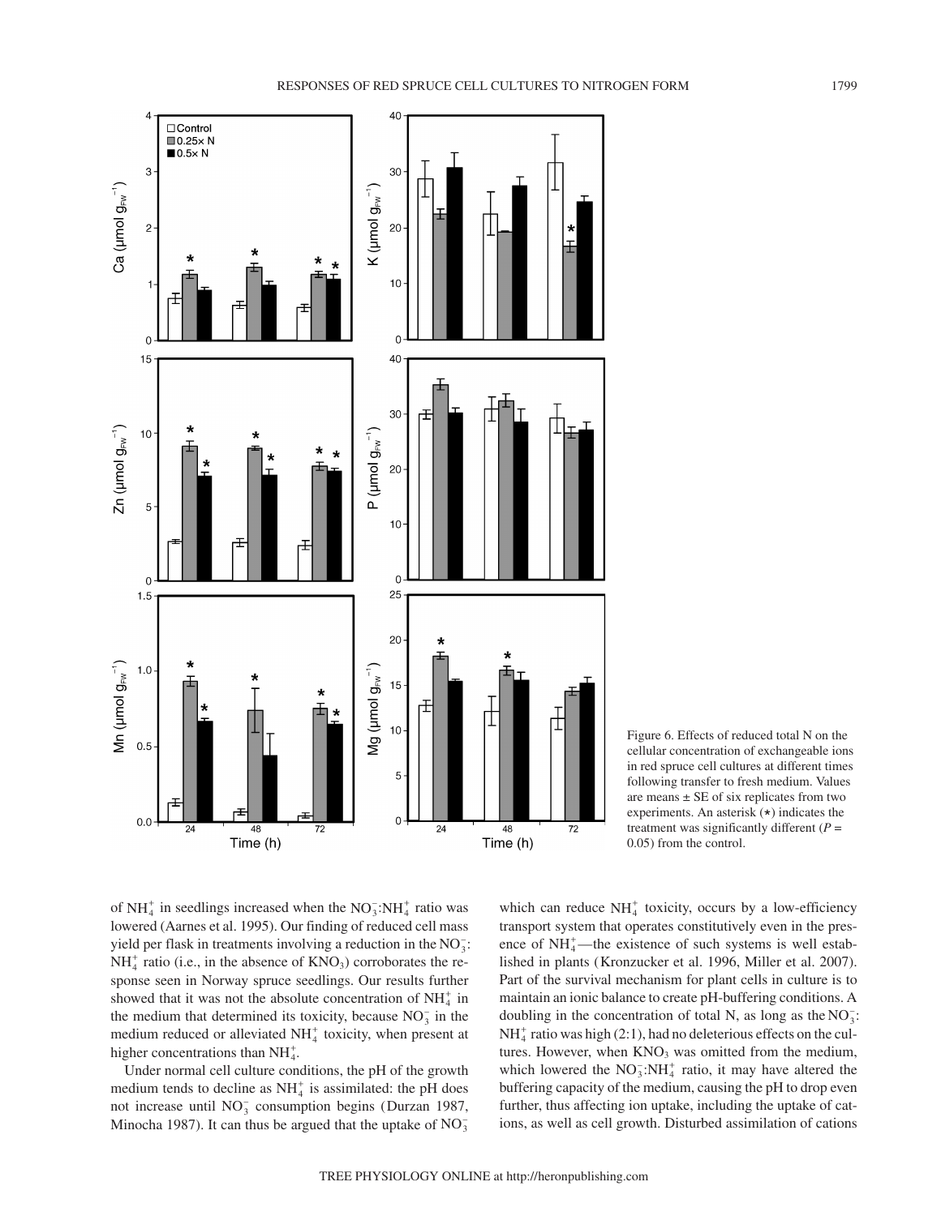Figure 6. Effects of reduced total N on the cellular concentration of exchangeable ions in red spruce cell cultures at different times following transfer to fresh medium. Values are means ± SE of six replicates from two experiments. An asterisk (*) indicates the treatment was significantly different ($P$ = 0.05) from the control.

of $NH_4^+$ in seedlings increased when the $NO_3^-:NH_4^+$ ratio was lowered (Aarnes et al. 1995). Our finding of reduced cell mass yield per flask in treatments involving a reduction in the $NO_3^-:NH_4^+$ ratio (i.e., in the absence of $KNO_3$) corroborates the response seen in Norway spruce seedlings. Our results further showed that it was not the absolute concentration of $NH_4^+$ in the medium that determined its toxicity, because $NO_3^-$ in the medium reduced or alleviated $NH_4^+$ toxicity, when present at higher concentrations than $NH_4^+$.

Under normal cell culture conditions, the pH of the growth medium tends to decline as $NH_4^+$ is assimilated: the pH does not increase until $NO_3^-$ consumption begins (Durzan 1987, Minocha 1987). It can thus be argued that the uptake of $NO_3^-$ which can reduce $NH_4^+$ toxicity, occurs by a low-efficiency transport system that operates constitutively even in the presence of $NH_4^+$—the existence of such systems is well established in plants (Kronzucker et al. 1996, Miller et al. 2007). Part of the survival mechanism for plant cells in culture is to maintain an ionic balance to create pH-buffering conditions. A doubling in the concentration of total N, as long as the $NO_3^-:NH_4^+$ ratio was high (2:1), had no deleterious effects on the cultures. However, when $KNO_3$ was omitted from the medium, which lowered the $NO_3^-:NH_4^+$ ratio, it may have altered the buffering capacity of the medium, causing the pH to drop even further, thus affecting ion uptake, including the uptake of cations, as well as cell growth. Disturbed assimilation of cations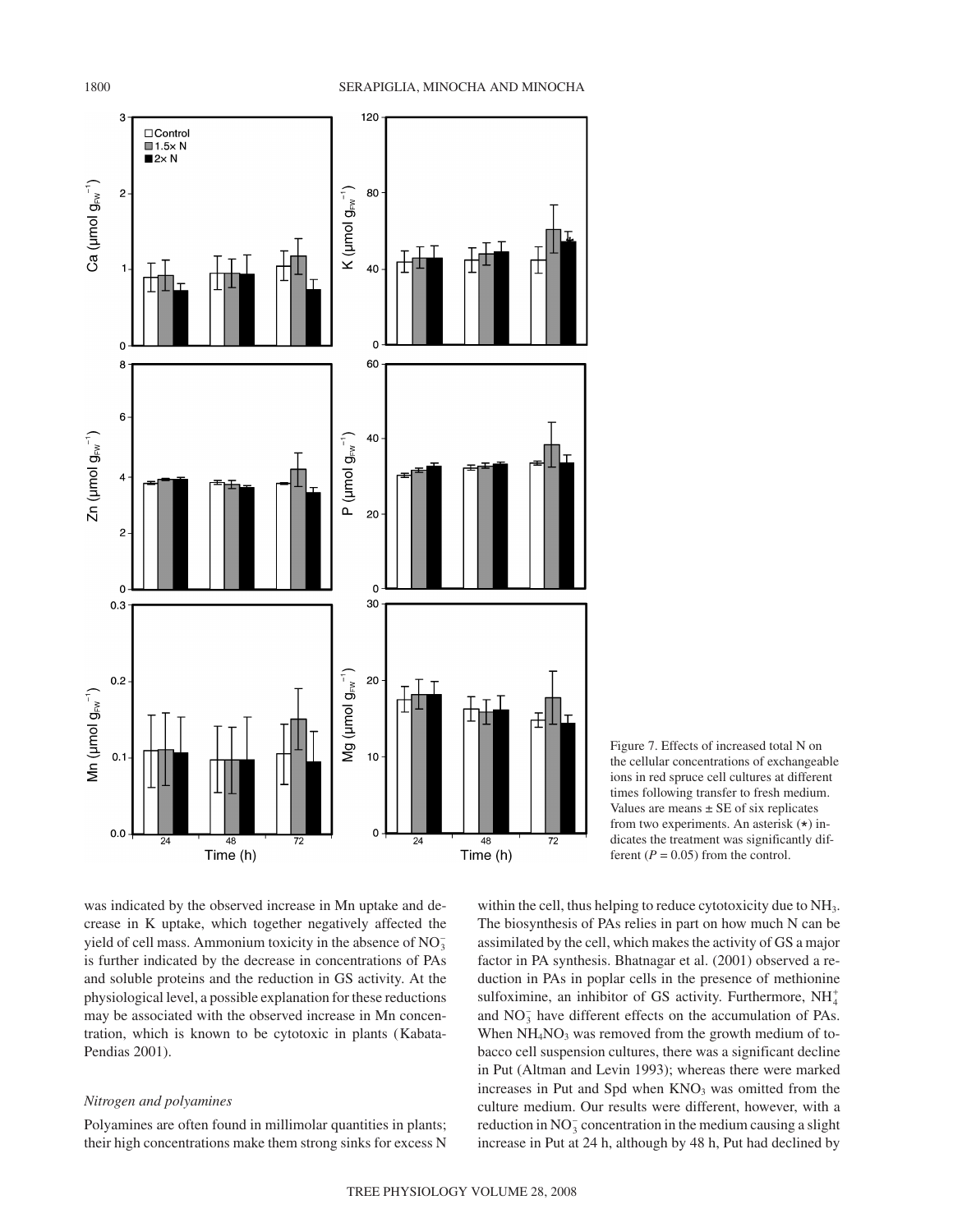Figure 7. Effects of increased total N on the cellular concentrations of exchangeable ions in red spruce cell cultures at different times following transfer to fresh medium. Values are means ± SE of six replicates from two experiments. An asterisk (*) indicates the treatment was significantly different ($P = 0.05$) from the control.

was indicated by the observed increase in Mn uptake and decrease in K uptake, which together negatively affected the yield of cell mass. Ammonium toxicity in the absence of $NO_3^-$ is further indicated by the decrease in concentrations of PAs and soluble proteins and the reduction in GS activity. At the physiological level, a possible explanation for these reductions may be associated with the observed increase in Mn concentration, which is known to be cytotoxic in plants (Kabata-Pendias 2001).

### *Nitrogen and polyamines*

Polyamines are often found in millimolar quantities in plants; their high concentrations make them strong sinks for excess N within the cell, thus helping to reduce cytotoxicity due to $NH_3$. The biosynthesis of PAs relies in part on how much N can be assimilated by the cell, which makes the activity of GS a major factor in PA synthesis. Bhatnagar et al. (2001) observed a reduction in PAs in poplar cells in the presence of methionine sulfoximine, an inhibitor of GS activity. Furthermore, $NH_4^+$ and $NO_3^-$ have different effects on the accumulation of PAs. When $NH_4NO_3$ was removed from the growth medium of tobacco cell suspension cultures, there was a significant decline in Put (Altman and Levin 1993); whereas there were marked increases in Put and Spd when $KNO_3$ was omitted from the culture medium. Our results were different, however, with a reduction in $NO_3^-$ concentration in the medium causing a slight increase in Put at 24 h, although by 48 h, Put had declined by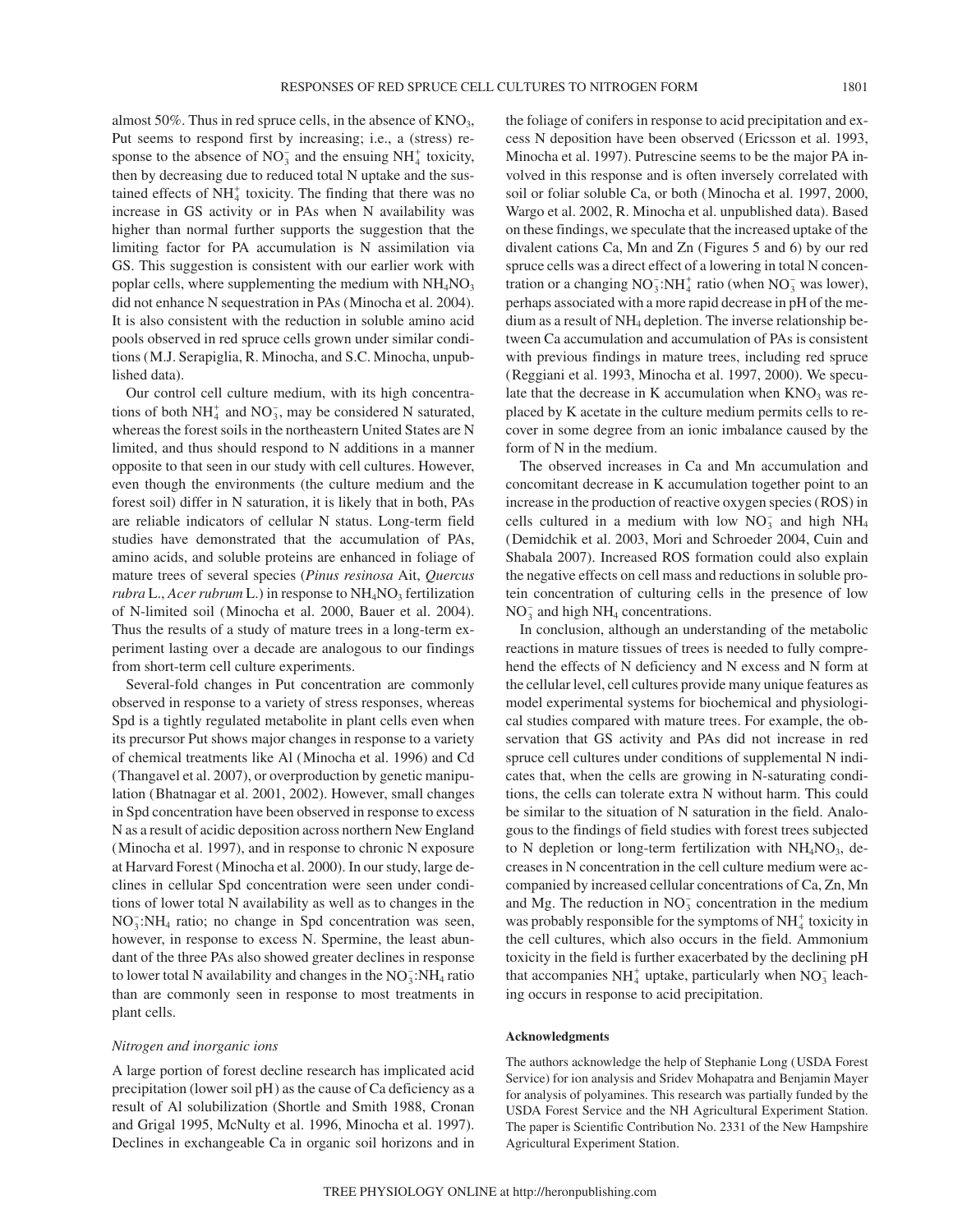almost 50%. Thus in red spruce cells, in the absence of $KNO_3$, Put seems to respond first by increasing; i.e., a (stress) response to the absence of $NO_3^-$ and the ensuing $NH_4^+$ toxicity, then by decreasing due to reduced total N uptake and the sustained effects of $NH_4^+$ toxicity. The finding that there was no increase in GS activity or in PAs when N availability was higher than normal further supports the suggestion that the limiting factor for PA accumulation is N assimilation via GS. This suggestion is consistent with our earlier work with poplar cells, where supplementing the medium with $NH_4NO_3$ did not enhance N sequestration in PAs (Minocha et al. 2004). It is also consistent with the reduction in soluble amino acid pools observed in red spruce cells grown under similar conditions (M.J. Serapiglia, R. Minocha, and S.C. Minocha, unpublished data).

Our control cell culture medium, with its high concentrations of both $NH_4^+$ and $NO_3^-$, may be considered N saturated, whereas the forest soils in the northeastern United States are N limited, and thus should respond to N additions in a manner opposite to that seen in our study with cell cultures. However, even though the environments (the culture medium and the forest soil) differ in N saturation, it is likely that in both, PAs are reliable indicators of cellular N status. Long-term field studies have demonstrated that the accumulation of PAs, amino acids, and soluble proteins are enhanced in foliage of mature trees of several species (*Pinus resinosa* Ait, *Quercus rubra* L., *Acer rubrum* L.) in response to $NH_4NO_3$ fertilization of N-limited soil (Minocha et al. 2000, Bauer et al. 2004). Thus the results of a study of mature trees in a long-term experiment lasting over a decade are analogous to our findings from short-term cell culture experiments.

Several-fold changes in Put concentration are commonly observed in response to a variety of stress responses, whereas Spd is a tightly regulated metabolite in plant cells even when its precursor Put shows major changes in response to a variety of chemical treatments like Al (Minocha et al. 1996) and Cd (Thangavel et al. 2007), or overproduction by genetic manipulation (Bhatnagar et al. 2001, 2002). However, small changes in Spd concentration have been observed in response to excess N as a result of acidic deposition across northern New England (Minocha et al. 1997), and in response to chronic N exposure at Harvard Forest (Minocha et al. 2000). In our study, large declines in cellular Spd concentration were seen under conditions of lower total N availability as well as to changes in the $NO_3^-$:$NH_4$ ratio; no change in Spd concentration was seen, however, in response to excess N. Spermine, the least abundant of the three PAs also showed greater declines in response to lower total N availability and changes in the $NO_3^-$:$NH_4$ ratio than are commonly seen in response to most treatments in plant cells.

### *Nitrogen and inorganic ions*

A large portion of forest decline research has implicated acid precipitation (lower soil pH) as the cause of Ca deficiency as a result of Al solubilization (Shortle and Smith 1988, Cronan and Grigal 1995, McNulty et al. 1996, Minocha et al. 1997). Declines in exchangeable Ca in organic soil horizons and in the foliage of conifers in response to acid precipitation and excess N deposition have been observed (Ericsson et al. 1993, Minocha et al. 1997). Putrescine seems to be the major PA involved in this response and is often inversely correlated with soil or foliar soluble Ca, or both (Minocha et al. 1997, 2000, Wargo et al. 2002, R. Minocha et al. unpublished data). Based on these findings, we speculate that the increased uptake of the divalent cations Ca, Mn and Zn (Figures 5 and 6) by our red spruce cells was a direct effect of a lowering in total N concentration or a changing $NO_3^-$:$NH_4^+$ ratio (when $NO_3^-$ was lower), perhaps associated with a more rapid decrease in pH of the medium as a result of $NH_4$ depletion. The inverse relationship between Ca accumulation and accumulation of PAs is consistent with previous findings in mature trees, including red spruce (Reggiani et al. 1993, Minocha et al. 1997, 2000). We speculate that the decrease in K accumulation when $KNO_3$ was replaced by K acetate in the culture medium permits cells to recover in some degree from an ionic imbalance caused by the form of N in the medium.

The observed increases in Ca and Mn accumulation and concomitant decrease in K accumulation together point to an increase in the production of reactive oxygen species (ROS) in cells cultured in a medium with low $NO_3^-$ and high $NH_4$ (Demidchik et al. 2003, Mori and Schroeder 2004, Cuin and Shabala 2007). Increased ROS formation could also explain the negative effects on cell mass and reductions in soluble protein concentration of culturing cells in the presence of low $NO_3^-$ and high $NH_4$ concentrations.

In conclusion, although an understanding of the metabolic reactions in mature tissues of trees is needed to fully comprehend the effects of N deficiency and N excess and N form at the cellular level, cell cultures provide many unique features as model experimental systems for biochemical and physiological studies compared with mature trees. For example, the observation that GS activity and PAs did not increase in red spruce cell cultures under conditions of supplemental N indicates that, when the cells are growing in N-saturating conditions, the cells can tolerate extra N without harm. This could be similar to the situation of N saturation in the field. Analogous to the findings of field studies with forest trees subjected to N depletion or long-term fertilization with $NH_4NO_3$, decreases in N concentration in the cell culture medium were accompanied by increased cellular concentrations of Ca, Zn, Mn and Mg. The reduction in $NO_3^-$ concentration in the medium was probably responsible for the symptoms of $NH_4^+$ toxicity in the cell cultures, which also occurs in the field. Ammonium toxicity in the field is further exacerbated by the declining pH that accompanies $NH_4^+$ uptake, particularly when $NO_3^-$ leaching occurs in response to acid precipitation.

#### Acknowledgments

The authors acknowledge the help of Stephanie Long (USDA Forest Service) for ion analysis and Sridev Mohapatra and Benjamin Mayer for analysis of polyamines. This research was partially funded by the USDA Forest Service and the NH Agricultural Experiment Station. The paper is Scientific Contribution No. 2331 of the New Hampshire Agricultural Experiment Station.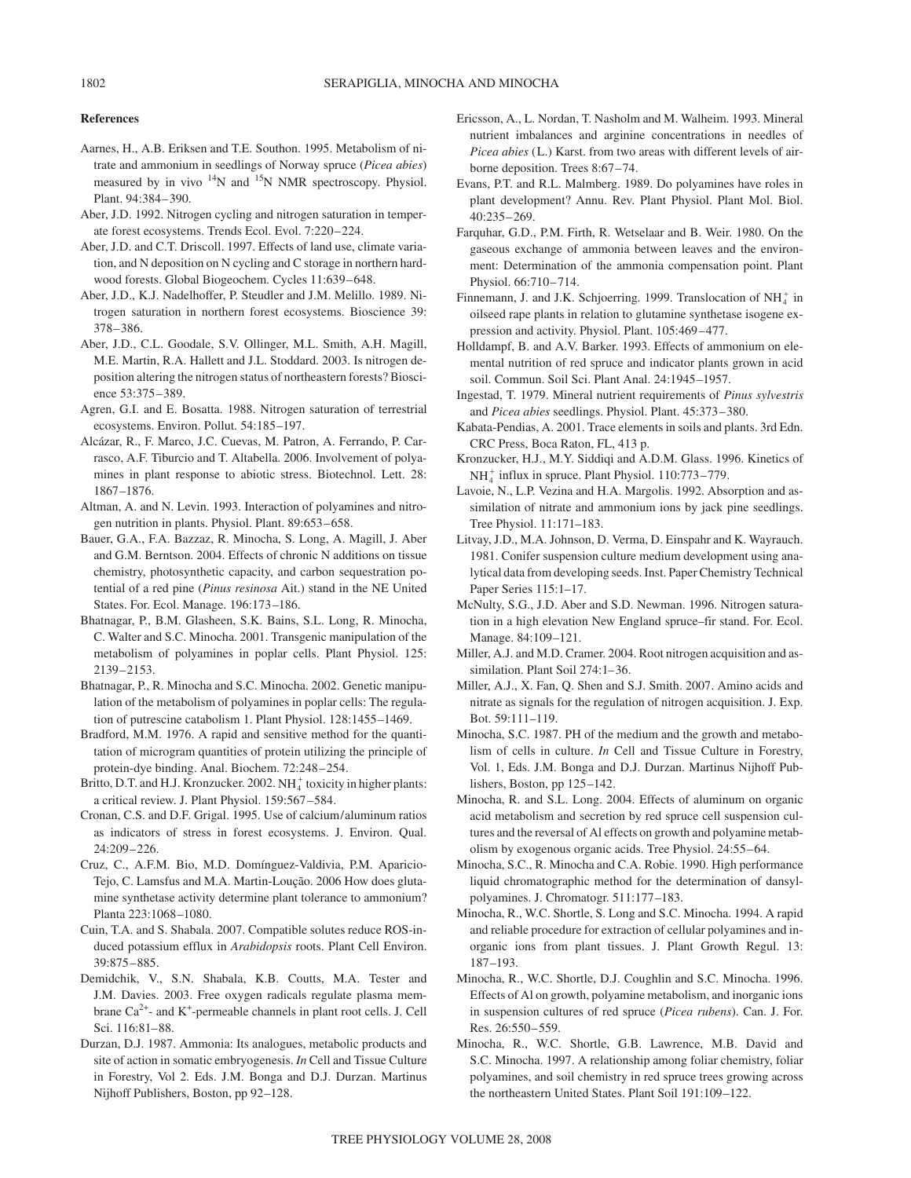## References

Aarnes, H., A.B. Eriksen and T.E. Southon. 1995. Metabolism of nitrate and ammonium in seedlings of Norway spruce (*Picea abies*) measured by in vivo $^{14}$N and $^{15}$N NMR spectroscopy. Physiol. Plant. 94:384–390.

Aber, J.D. 1992. Nitrogen cycling and nitrogen saturation in temperate forest ecosystems. Trends Ecol. Evol. 7:220–224.

Aber, J.D. and C.T. Driscoll. 1997. Effects of land use, climate variation, and N deposition on N cycling and C storage in northern hardwood forests. Global Biogeochem. Cycles 11:639–648.

Aber, J.D., K.J. Nadelhoffer, P. Steudler and J.M. Melillo. 1989. Nitrogen saturation in northern forest ecosystems. Bioscience 39: 378–386.

Aber, J.D., C.L. Goodale, S.V. Ollinger, M.L. Smith, A.H. Magill, M.E. Martin, R.A. Hallett and J.L. Stoddard. 2003. Is nitrogen deposition altering the nitrogen status of northeastern forests? Bioscience 53:375–389.

Agren, G.I. and E. Bosatta. 1988. Nitrogen saturation of terrestrial ecosystems. Environ. Pollut. 54:185–197.

Alcázar, R., F. Marco, J.C. Cuevas, M. Patron, A. Ferrando, P. Carrasco, A.F. Tiburcio and T. Altabella. 2006. Involvement of polyamines in plant response to abiotic stress. Biotechnol. Lett. 28: 1867–1876.

Altman, A. and N. Levin. 1993. Interaction of polyamines and nitrogen nutrition in plants. Physiol. Plant. 89:653–658.

Bauer, G.A., F.A. Bazzaz, R. Minocha, S. Long, A. Magill, J. Aber and G.M. Berntson. 2004. Effects of chronic N additions on tissue chemistry, photosynthetic capacity, and carbon sequestration potential of a red pine (*Pinus resinosa* Ait.) stand in the NE United States. For. Ecol. Manage. 196:173–186.

Bhatnagar, P., B.M. Glasheen, S.K. Bains, S.L. Long, R. Minocha, C. Walter and S.C. Minocha. 2001. Transgenic manipulation of the metabolism of polyamines in poplar cells. Plant Physiol. 125: 2139–2153.

Bhatnagar, P., R. Minocha and S.C. Minocha. 2002. Genetic manipulation of the metabolism of polyamines in poplar cells: The regulation of putrescine catabolism 1. Plant Physiol. 128:1455–1469.

Bradford, M.M. 1976. A rapid and sensitive method for the quantitation of microgram quantities of protein utilizing the principle of protein-dye binding. Anal. Biochem. 72:248–254.

Britto, D.T. and H.J. Kronzucker. 2002. $NH_4^+$ toxicity in higher plants: a critical review. J. Plant Physiol. 159:567–584.

Cronan, C.S. and D.F. Grigal. 1995. Use of calcium/aluminum ratios as indicators of stress in forest ecosystems. J. Environ. Qual. 24:209–226.

Cruz, C., A.F.M. Bio, M.D. Domínguez-Valdivia, P.M. Aparicio-Tejo, C. Lamsfus and M.A. Martin-Loução. 2006 How does glutamine synthetase activity determine plant tolerance to ammonium? Planta 223:1068–1080.

Cuin, T.A. and S. Shabala. 2007. Compatible solutes reduce ROS-induced potassium efflux in *Arabidopsis* roots. Plant Cell Environ. 39:875–885.

Demidchik, V., S.N. Shabala, K.B. Coutts, M.A. Tester and J.M. Davies. 2003. Free oxygen radicals regulate plasma membrane $Ca^{2+}$- and $K^+$-permeable channels in plant root cells. J. Cell Sci. 116:81–88.

Durzan, D.J. 1987. Ammonia: Its analogues, metabolic products and site of action in somatic embryogenesis. *In* Cell and Tissue Culture in Forestry, Vol 2. Eds. J.M. Bonga and D.J. Durzan. Martinus Nijhoff Publishers, Boston, pp 92–128.

Ericsson, A., L. Nordan, T. Nasholm and M. Walheim. 1993. Mineral nutrient imbalances and arginine concentrations in needles of *Picea abies* (L.) Karst. from two areas with different levels of airborne deposition. Trees 8:67–74.

Evans, P.T. and R.L. Malmberg. 1989. Do polyamines have roles in plant development? Annu. Rev. Plant Physiol. Plant Mol. Biol. 40:235–269.

Farquhar, G.D., P.M. Firth, R. Wetselaar and B. Weir. 1980. On the gaseous exchange of ammonia between leaves and the environment: Determination of the ammonia compensation point. Plant Physiol. 66:710–714.

Finnemann, J. and J.K. Schjoerring. 1999. Translocation of $NH_4^+$ in oilseed rape plants in relation to glutamine synthetase isogene expression and activity. Physiol. Plant. 105:469–477.

Holldampf, B. and A.V. Barker. 1993. Effects of ammonium on elemental nutrition of red spruce and indicator plants grown in acid soil. Commun. Soil Sci. Plant Anal. 24:1945–1957.

Ingestad, T. 1979. Mineral nutrient requirements of *Pinus sylvestris* and *Picea abies* seedlings. Physiol. Plant. 45:373–380.

Kabata-Pendias, A. 2001. Trace elements in soils and plants. 3rd Edn. CRC Press, Boca Raton, FL, 413 p.

Kronzucker, H.J., M.Y. Siddiqi and A.D.M. Glass. 1996. Kinetics of $NH_4^+$ influx in spruce. Plant Physiol. 110:773–779.

Lavoie, N., L.P. Vezina and H.A. Margolis. 1992. Absorption and assimilation of nitrate and ammonium ions by jack pine seedlings. Tree Physiol. 11:171–183.

Litvay, J.D., M.A. Johnson, D. Verma, D. Einspahr and K. Wayrauch. 1981. Conifer suspension culture medium development using analytical data from developing seeds. Inst. Paper Chemistry Technical Paper Series 115:1–17.

McNulty, S.G., J.D. Aber and S.D. Newman. 1996. Nitrogen saturation in a high elevation New England spruce–fir stand. For. Ecol. Manage. 84:109–121.

Miller, A.J. and M.D. Cramer. 2004. Root nitrogen acquisition and assimilation. Plant Soil 274:1–36.

Miller, A.J., X. Fan, Q. Shen and S.J. Smith. 2007. Amino acids and nitrate as signals for the regulation of nitrogen acquisition. J. Exp. Bot. 59:111–119.

Minocha, S.C. 1987. PH of the medium and the growth and metabolism of cells in culture. *In* Cell and Tissue Culture in Forestry, Vol. 1, Eds. J.M. Bonga and D.J. Durzan. Martinus Nijhoff Publishers, Boston, pp 125–142.

Minocha, R. and S.L. Long. 2004. Effects of aluminum on organic acid metabolism and secretion by red spruce cell suspension cultures and the reversal of Al effects on growth and polyamine metabolism by exogenous organic acids. Tree Physiol. 24:55–64.

Minocha, S.C., R. Minocha and C.A. Robie. 1990. High performance liquid chromatographic method for the determination of dansylpolyamines. J. Chromatogr. 511:177–183.

Minocha, R., W.C. Shortle, S. Long and S.C. Minocha. 1994. A rapid and reliable procedure for extraction of cellular polyamines and inorganic ions from plant tissues. J. Plant Growth Regul. 13: 187–193.

Minocha, R., W.C. Shortle, D.J. Coughlin and S.C. Minocha. 1996. Effects of Al on growth, polyamine metabolism, and inorganic ions in suspension cultures of red spruce (*Picea rubens*). Can. J. For. Res. 26:550–559.

Minocha, R., W.C. Shortle, G.B. Lawrence, M.B. David and S.C. Minocha. 1997. A relationship among foliar chemistry, foliar polyamines, and soil chemistry in red spruce trees growing across the northeastern United States. Plant Soil 191:109–122.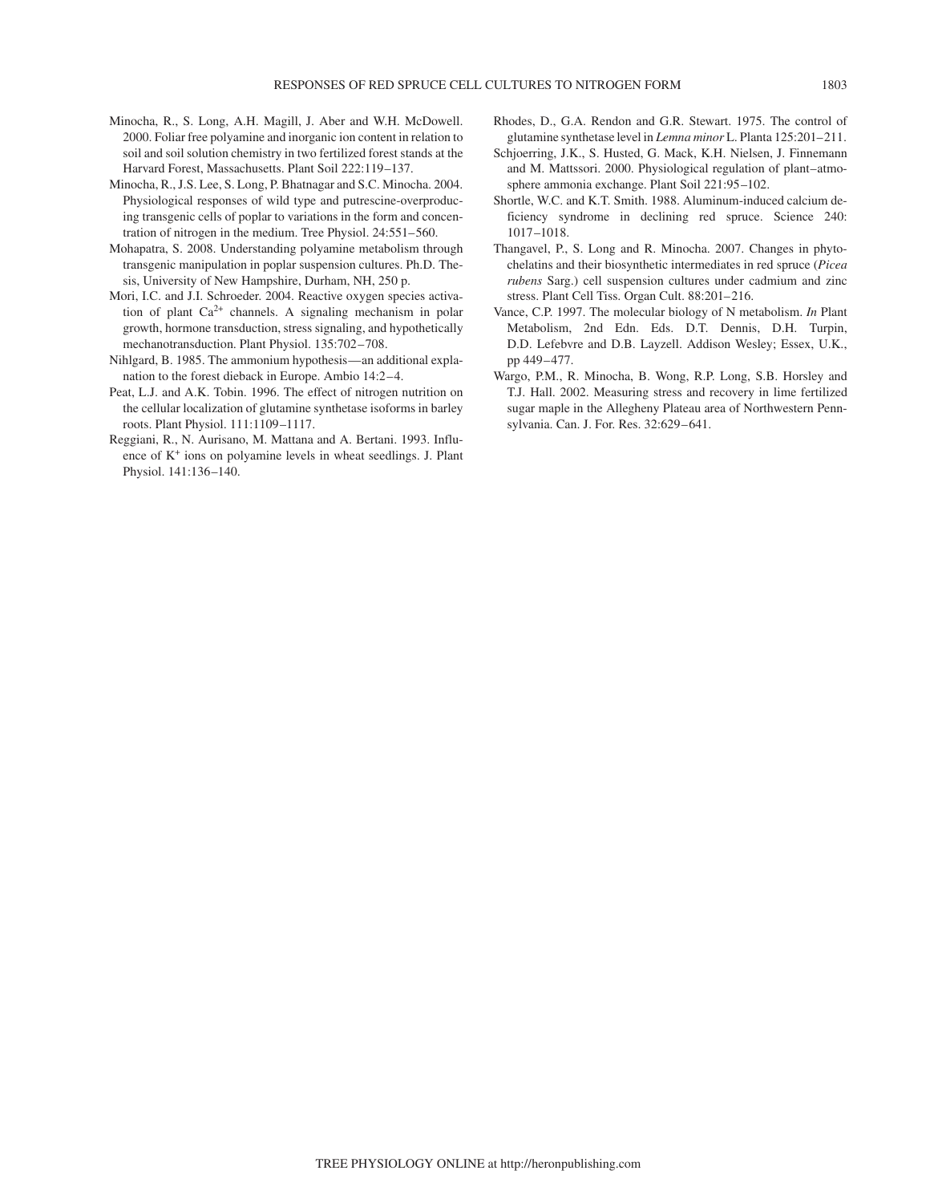Minocha, R., S. Long, A.H. Magill, J. Aber and W.H. McDowell. 2000. Foliar free polyamine and inorganic ion content in relation to soil and soil solution chemistry in two fertilized forest stands at the Harvard Forest, Massachusetts. Plant Soil 222:119–137.

Minocha, R., J.S. Lee, S. Long, P. Bhatnagar and S.C. Minocha. 2004. Physiological responses of wild type and putrescine-overproducing transgenic cells of poplar to variations in the form and concentration of nitrogen in the medium. Tree Physiol. 24:551–560.

Mohapatra, S. 2008. Understanding polyamine metabolism through transgenic manipulation in poplar suspension cultures. Ph.D. Thesis, University of New Hampshire, Durham, NH, 250 p.

Mori, I.C. and J.I. Schroeder. 2004. Reactive oxygen species activation of plant $Ca^{2+}$ channels. A signaling mechanism in polar growth, hormone transduction, stress signaling, and hypothetically mechanotransduction. Plant Physiol. 135:702–708.

Nihlgard, B. 1985. The ammonium hypothesis—an additional explanation to the forest dieback in Europe. Ambio 14:2–4.

Peat, L.J. and A.K. Tobin. 1996. The effect of nitrogen nutrition on the cellular localization of glutamine synthetase isoforms in barley roots. Plant Physiol. 111:1109–1117.

Reggiani, R., N. Aurisano, M. Mattana and A. Bertani. 1993. Influence of $K^+$ ions on polyamine levels in wheat seedlings. J. Plant Physiol. 141:136–140.

Rhodes, D., G.A. Rendon and G.R. Stewart. 1975. The control of glutamine synthetase level in *Lemna minor* L. Planta 125:201–211.

Schjoerring, J.K., S. Husted, G. Mack, K.H. Nielsen, J. Finnemann and M. Mattssori. 2000. Physiological regulation of plant–atmosphere ammonia exchange. Plant Soil 221:95–102.

Shortle, W.C. and K.T. Smith. 1988. Aluminum-induced calcium deficiency syndrome in declining red spruce. Science 240: 1017–1018.

Thangavel, P., S. Long and R. Minocha. 2007. Changes in phytochelatins and their biosynthetic intermediates in red spruce (*Picea rubens* Sarg.) cell suspension cultures under cadmium and zinc stress. Plant Cell Tiss. Organ Cult. 88:201–216.

Vance, C.P. 1997. The molecular biology of N metabolism. *In* Plant Metabolism, 2nd Edn. Eds. D.T. Dennis, D.H. Turpin, D.D. Lefebvre and D.B. Layzell. Addison Wesley; Essex, U.K., pp 449–477.

Wargo, P.M., R. Minocha, B. Wong, R.P. Long, S.B. Horsley and T.J. Hall. 2002. Measuring stress and recovery in lime fertilized sugar maple in the Allegheny Plateau area of Northwestern Pennsylvania. Can. J. For. Res. 32:629–641.